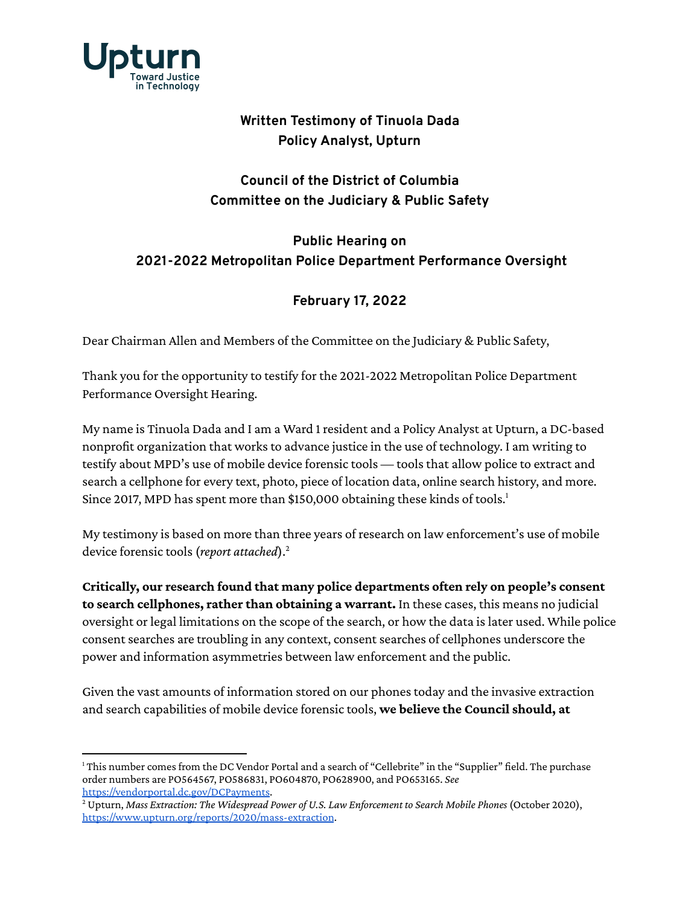Upturn
Toward Justice in Technology

**Written Testimony of Tinuola Dada**
**Policy Analyst, Upturn**

**Council of the District of Columbia**
**Committee on the Judiciary & Public Safety**

**Public Hearing on**
**2021-2022 Metropolitan Police Department Performance Oversight**

**February 17, 2022**

Dear Chairman Allen and Members of the Committee on the Judiciary & Public Safety,

Thank you for the opportunity to testify for the 2021-2022 Metropolitan Police Department Performance Oversight Hearing.

My name is Tinuola Dada and I am a Ward 1 resident and a Policy Analyst at Upturn, a DC-based nonprofit organization that works to advance justice in the use of technology. I am writing to testify about MPD's use of mobile device forensic tools — tools that allow police to extract and search a cellphone for every text, photo, piece of location data, online search history, and more. Since 2017, MPD has spent more than $150,000 obtaining these kinds of tools.[1]

My testimony is based on more than three years of research on law enforcement's use of mobile device forensic tools (*report attached*).[2]

**Critically, our research found that many police departments often rely on people's consent to search cellphones, rather than obtaining a warrant.** In these cases, this means no judicial oversight or legal limitations on the scope of the search, or how the data is later used. While police consent searches are troubling in any context, consent searches of cellphones underscore the power and information asymmetries between law enforcement and the public.

Given the vast amounts of information stored on our phones today and the invasive extraction and search capabilities of mobile device forensic tools, **we believe the Council should, at**

---

[1] This number comes from the DC Vendor Portal and a search of "Cellebrite" in the "Supplier" field. The purchase order numbers are PO564567, PO586831, PO604870, PO628900, and PO653165. *See* https://vendorportal.dc.gov/DCPayments.

[2] Upturn, *Mass Extraction: The Widespread Power of U.S. Law Enforcement to Search Mobile Phones* (October 2020), https://www.upturn.org/reports/2020/mass-extraction.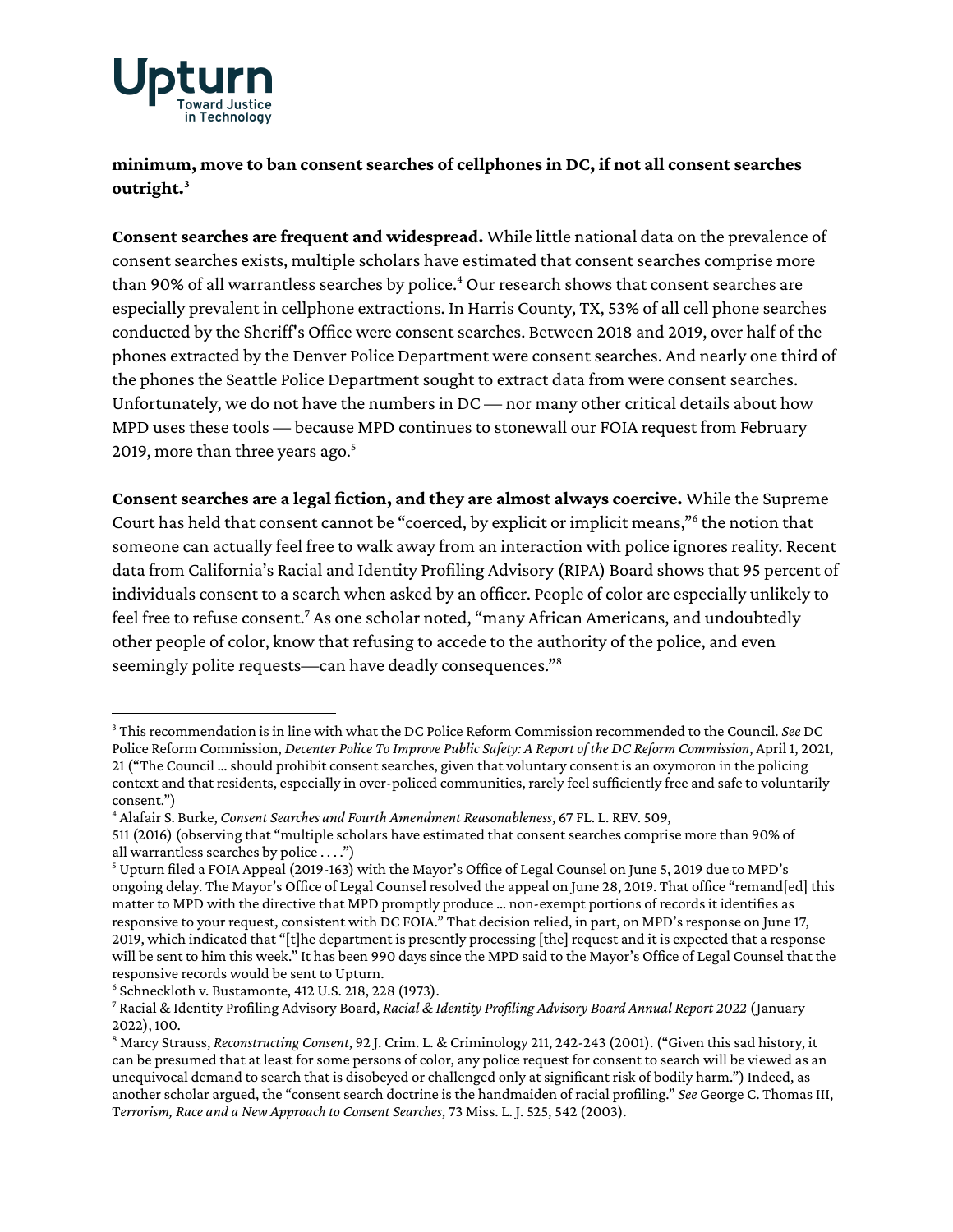**minimum, move to ban consent searches of cellphones in DC, if not all consent searches outright.**[3]

**Consent searches are frequent and widespread.** While little national data on the prevalence of consent searches exists, multiple scholars have estimated that consent searches comprise more than 90% of all warrantless searches by police.[4] Our research shows that consent searches are especially prevalent in cellphone extractions. In Harris County, TX, 53% of all cell phone searches conducted by the Sheriff's Office were consent searches. Between 2018 and 2019, over half of the phones extracted by the Denver Police Department were consent searches. And nearly one third of the phones the Seattle Police Department sought to extract data from were consent searches. Unfortunately, we do not have the numbers in DC — nor many other critical details about how MPD uses these tools — because MPD continues to stonewall our FOIA request from February 2019, more than three years ago.[5]

**Consent searches are a legal fiction, and they are almost always coercive.** While the Supreme Court has held that consent cannot be "coerced, by explicit or implicit means,"[6] the notion that someone can actually feel free to walk away from an interaction with police ignores reality. Recent data from California's Racial and Identity Profiling Advisory (RIPA) Board shows that 95 percent of individuals consent to a search when asked by an officer. People of color are especially unlikely to feel free to refuse consent.[7] As one scholar noted, "many African Americans, and undoubtedly other people of color, know that refusing to accede to the authority of the police, and even seemingly polite requests—can have deadly consequences."[8]

---

[3] This recommendation is in line with what the DC Police Reform Commission recommended to the Council. *See* DC Police Reform Commission, *Decenter Police To Improve Public Safety: A Report of the DC Reform Commission*, April 1, 2021, 21 ("The Council … should prohibit consent searches, given that voluntary consent is an oxymoron in the policing context and that residents, especially in over-policed communities, rarely feel sufficiently free and safe to voluntarily consent.")

[4] Alafair S. Burke, *Consent Searches and Fourth Amendment Reasonableness*, 67 FL. L. REV. 509, 511 (2016) (observing that "multiple scholars have estimated that consent searches comprise more than 90% of all warrantless searches by police . . . .")

[5] Upturn filed a FOIA Appeal (2019-163) with the Mayor's Office of Legal Counsel on June 5, 2019 due to MPD's ongoing delay. The Mayor's Office of Legal Counsel resolved the appeal on June 28, 2019. That office "remand[ed] this matter to MPD with the directive that MPD promptly produce … non-exempt portions of records it identifies as responsive to your request, consistent with DC FOIA." That decision relied, in part, on MPD's response on June 17, 2019, which indicated that "[t]he department is presently processing [the] request and it is expected that a response will be sent to him this week." It has been 990 days since the MPD said to the Mayor's Office of Legal Counsel that the responsive records would be sent to Upturn.

[6] Schneckloth v. Bustamonte, 412 U.S. 218, 228 (1973).

[7] Racial & Identity Profiling Advisory Board, *Racial & Identity Profiling Advisory Board Annual Report 2022* (January 2022), 100.

[8] Marcy Strauss, *Reconstructing Consent*, 92 J. Crim. L. & Criminology 211, 242-243 (2001). ("Given this sad history, it can be presumed that at least for some persons of color, any police request for consent to search will be viewed as an unequivocal demand to search that is disobeyed or challenged only at significant risk of bodily harm.") Indeed, as another scholar argued, the "consent search doctrine is the handmaiden of racial profiling." *See* George C. Thomas III, *Terrorism, Race and a New Approach to Consent Searches*, 73 Miss. L. J. 525, 542 (2003).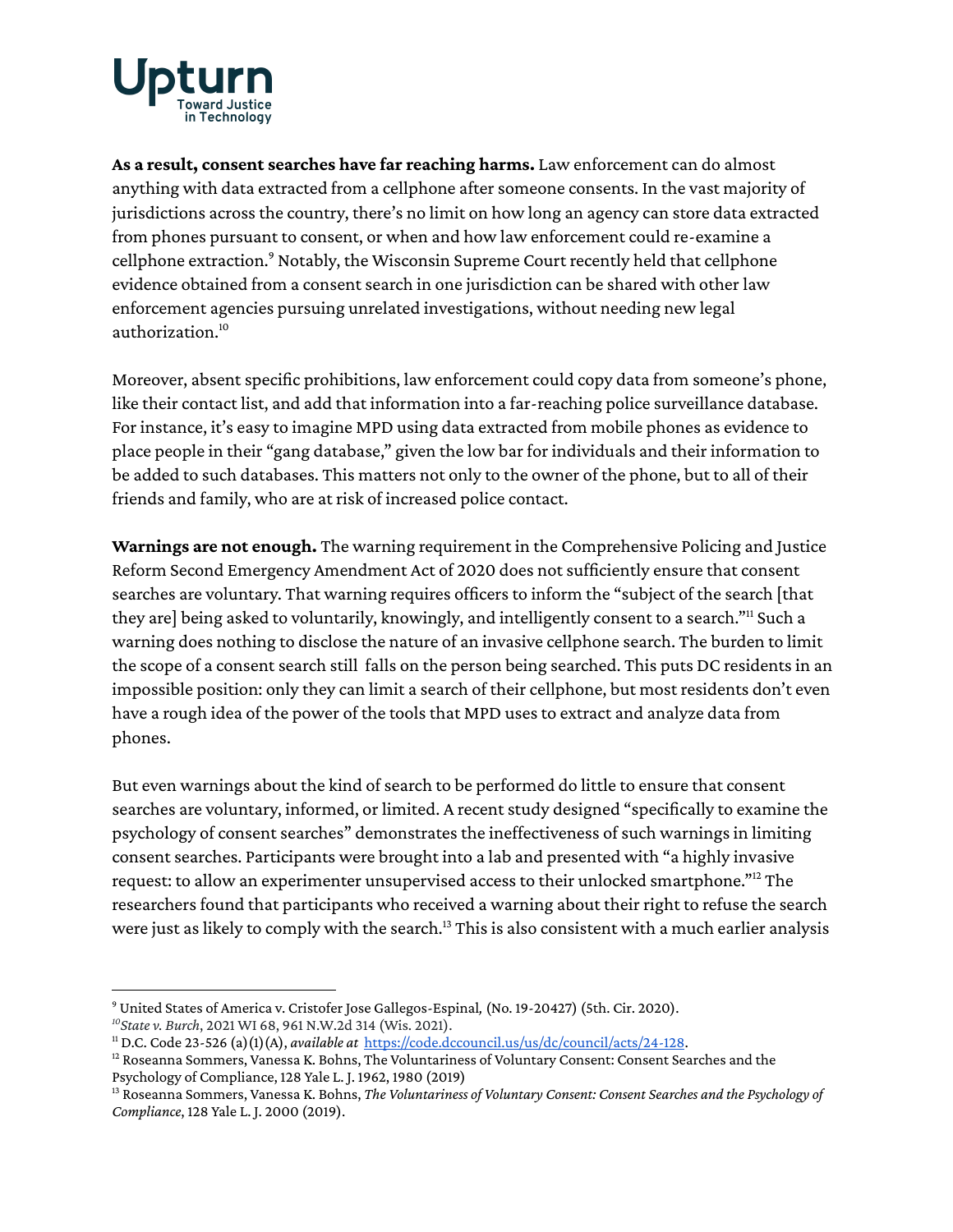**As a result, consent searches have far reaching harms.** Law enforcement can do almost anything with data extracted from a cellphone after someone consents. In the vast majority of jurisdictions across the country, there's no limit on how long an agency can store data extracted from phones pursuant to consent, or when and how law enforcement could re-examine a cellphone extraction.[9] Notably, the Wisconsin Supreme Court recently held that cellphone evidence obtained from a consent search in one jurisdiction can be shared with other law enforcement agencies pursuing unrelated investigations, without needing new legal authorization.[10]

Moreover, absent specific prohibitions, law enforcement could copy data from someone's phone, like their contact list, and add that information into a far-reaching police surveillance database. For instance, it's easy to imagine MPD using data extracted from mobile phones as evidence to place people in their "gang database," given the low bar for individuals and their information to be added to such databases. This matters not only to the owner of the phone, but to all of their friends and family, who are at risk of increased police contact.

**Warnings are not enough.** The warning requirement in the Comprehensive Policing and Justice Reform Second Emergency Amendment Act of 2020 does not sufficiently ensure that consent searches are voluntary. That warning requires officers to inform the "subject of the search [that they are] being asked to voluntarily, knowingly, and intelligently consent to a search."[11] Such a warning does nothing to disclose the nature of an invasive cellphone search. The burden to limit the scope of a consent search still falls on the person being searched. This puts DC residents in an impossible position: only they can limit a search of their cellphone, but most residents don't even have a rough idea of the power of the tools that MPD uses to extract and analyze data from phones.

But even warnings about the kind of search to be performed do little to ensure that consent searches are voluntary, informed, or limited. A recent study designed "specifically to examine the psychology of consent searches" demonstrates the ineffectiveness of such warnings in limiting consent searches. Participants were brought into a lab and presented with "a highly invasive request: to allow an experimenter unsupervised access to their unlocked smartphone."[12] The researchers found that participants who received a warning about their right to refuse the search were just as likely to comply with the search.[13] This is also consistent with a much earlier analysis

---

[9] United States of America v. Cristofer Jose Gallegos-Espinal, (No. 19-20427) (5th. Cir. 2020).

[10] *State v. Burch*, 2021 WI 68, 961 N.W.2d 314 (Wis. 2021).

[11] D.C. Code 23-526 (a)(1)(A), *available at* https://code.dccouncil.us/us/dc/council/acts/24-128.

[12] Roseanna Sommers, Vanessa K. Bohns, The Voluntariness of Voluntary Consent: Consent Searches and the Psychology of Compliance, 128 Yale L. J. 1962, 1980 (2019)

[13] Roseanna Sommers, Vanessa K. Bohns, *The Voluntariness of Voluntary Consent: Consent Searches and the Psychology of Compliance*, 128 Yale L. J. 2000 (2019).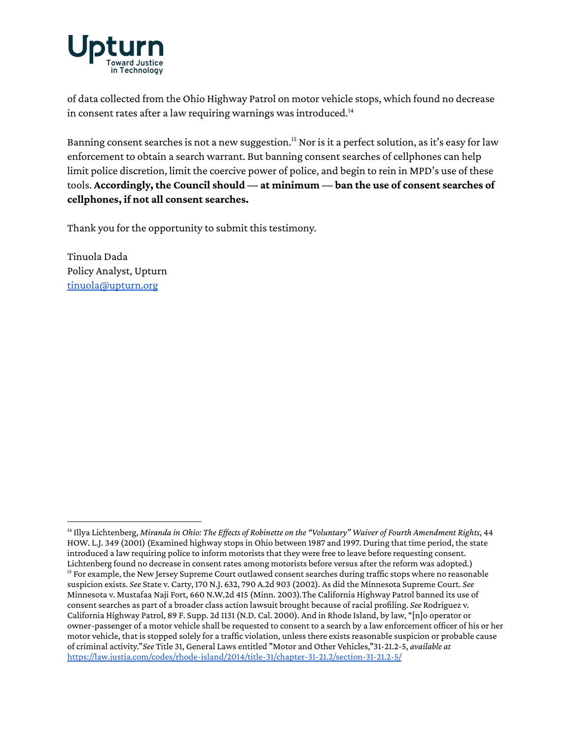of data collected from the Ohio Highway Patrol on motor vehicle stops, which found no decrease in consent rates after a law requiring warnings was introduced.[14]

Banning consent searches is not a new suggestion.[15] Nor is it a perfect solution, as it's easy for law enforcement to obtain a search warrant. But banning consent searches of cellphones can help limit police discretion, limit the coercive power of police, and begin to rein in MPD's use of these tools. **Accordingly, the Council should — at minimum — ban the use of consent searches of cellphones, if not all consent searches.**

Thank you for the opportunity to submit this testimony.

Tinuola Dada
Policy Analyst, Upturn
[tinuola@upturn.org](mailto:tinuola@upturn.org)

---

[14] Illya Lichtenberg, *Miranda in Ohio: The Effects of Robinette on the "Voluntary" Waiver of Fourth Amendment Rights*, 44 HOW. L.J. 349 (2001) (Examined highway stops in Ohio between 1987 and 1997. During that time period, the state introduced a law requiring police to inform motorists that they were free to leave before requesting consent. Lichtenberg found no decrease in consent rates among motorists before versus after the reform was adopted.)

[15] For example, the New Jersey Supreme Court outlawed consent searches during traffic stops where no reasonable suspicion exists. *See* State v. Carty, 170 N.J. 632, 790 A.2d 903 (2002). As did the Minnesota Supreme Court. *See* Minnesota v. Mustafaa Naji Fort, 660 N.W.2d 415 (Minn. 2003).The California Highway Patrol banned its use of consent searches as part of a broader class action lawsuit brought because of racial profiling. *See* Rodriguez v. California Highway Patrol, 89 F. Supp. 2d 1131 (N.D. Cal. 2000). And in Rhode Island, by law, "[n]o operator or owner-passenger of a motor vehicle shall be requested to consent to a search by a law enforcement officer of his or her motor vehicle, that is stopped solely for a traffic violation, unless there exists reasonable suspicion or probable cause of criminal activity."*See* Title 31, General Laws entitled "Motor and Other Vehicles,"31-21.2-5, *available at* [https://law.justia.com/codes/rhode-island/2014/title-31/chapter-31-21.2/section-31-21.2-5/](https://law.justia.com/codes/rhode-island/2014/title-31/chapter-31-21.2/section-31-21.2-5/)